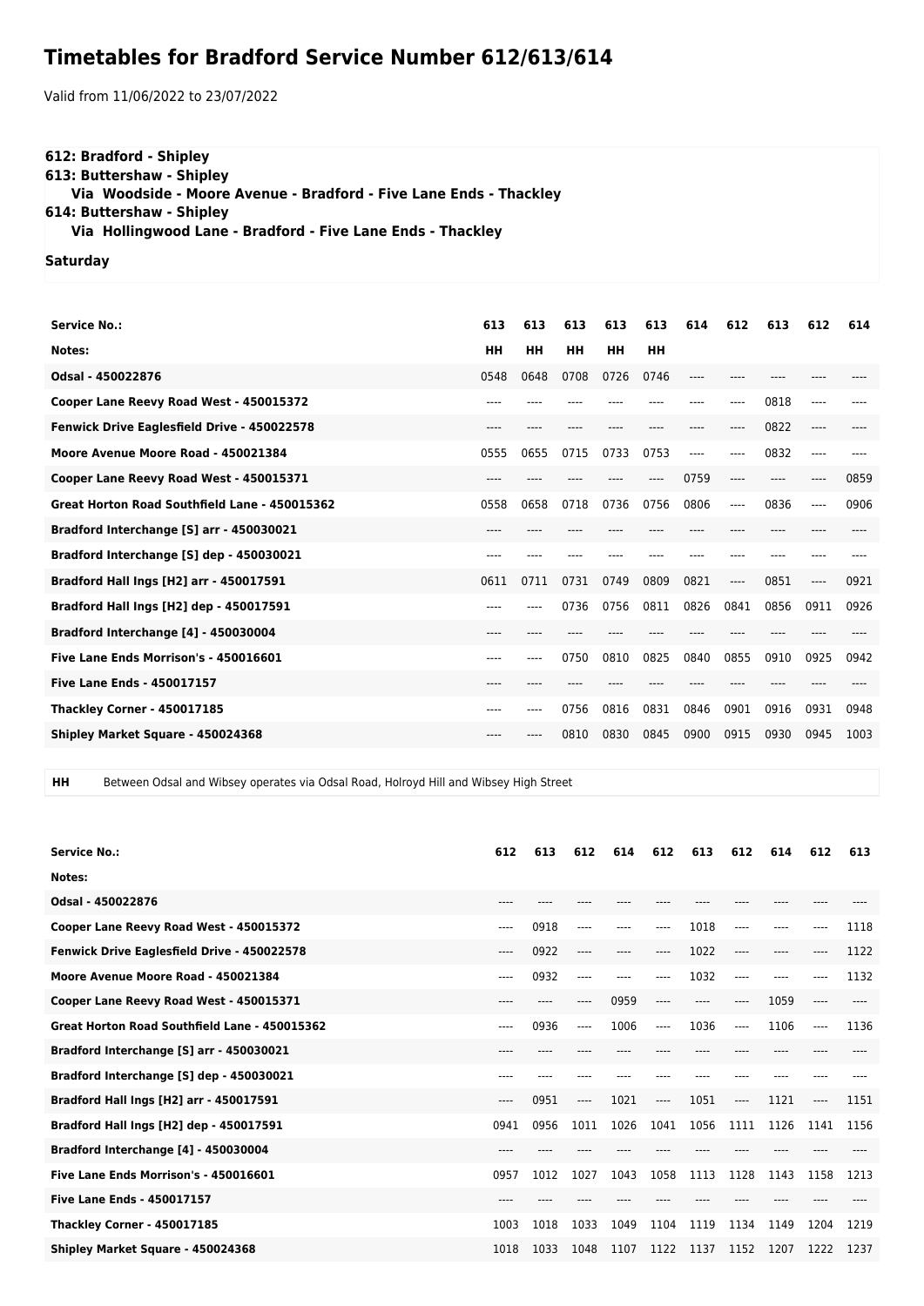# Timetables for Bradford Service Number 612/613/614

Valid from 11/06/2022 to 23/07/2022

**612: Bradford - Shipley**
**613: Buttershaw - Shipley**
**Via Woodside - Moore Avenue - Bradford - Five Lane Ends - Thackley**
**614: Buttershaw - Shipley**
**Via Hollingwood Lane - Bradford - Five Lane Ends - Thackley**

**Saturday**

| Service No.: | 613 | 613 | 613 | 613 | 613 | 614 | 612 | 613 | 612 | 614 |
|---|---|---|---|---|---|---|---|---|---|---|
| Notes: | HH | HH | HH | HH | HH | | | | | |
| Odsal - 450022876 | 0548 | 0648 | 0708 | 0726 | 0746 | ---- | ---- | ---- | ---- | ---- |
| Cooper Lane Reevy Road West - 450015372 | ---- | ---- | ---- | ---- | ---- | ---- | ---- | 0818 | ---- | ---- |
| Fenwick Drive Eaglesfield Drive - 450022578 | ---- | ---- | ---- | ---- | ---- | ---- | ---- | 0822 | ---- | ---- |
| Moore Avenue Moore Road - 450021384 | 0555 | 0655 | 0715 | 0733 | 0753 | ---- | ---- | 0832 | ---- | ---- |
| Cooper Lane Reevy Road West - 450015371 | ---- | ---- | ---- | ---- | ---- | 0759 | ---- | ---- | ---- | 0859 |
| Great Horton Road Southfield Lane - 450015362 | 0558 | 0658 | 0718 | 0736 | 0756 | 0806 | ---- | 0836 | ---- | 0906 |
| Bradford Interchange [S] arr - 450030021 | ---- | ---- | ---- | ---- | ---- | ---- | ---- | ---- | ---- | ---- |
| Bradford Interchange [S] dep - 450030021 | ---- | ---- | ---- | ---- | ---- | ---- | ---- | ---- | ---- | ---- |
| Bradford Hall Ings [H2] arr - 450017591 | 0611 | 0711 | 0731 | 0749 | 0809 | 0821 | ---- | 0851 | ---- | 0921 |
| Bradford Hall Ings [H2] dep - 450017591 | ---- | ---- | 0736 | 0756 | 0811 | 0826 | 0841 | 0856 | 0911 | 0926 |
| Bradford Interchange [4] - 450030004 | ---- | ---- | ---- | ---- | ---- | ---- | ---- | ---- | ---- | ---- |
| Five Lane Ends Morrison's - 450016601 | ---- | ---- | 0750 | 0810 | 0825 | 0840 | 0855 | 0910 | 0925 | 0942 |
| Five Lane Ends - 450017157 | ---- | ---- | ---- | ---- | ---- | ---- | ---- | ---- | ---- | ---- |
| Thackley Corner - 450017185 | ---- | ---- | 0756 | 0816 | 0831 | 0846 | 0901 | 0916 | 0931 | 0948 |
| Shipley Market Square - 450024368 | ---- | ---- | 0810 | 0830 | 0845 | 0900 | 0915 | 0930 | 0945 | 1003 |

**HH** Between Odsal and Wibsey operates via Odsal Road, Holroyd Hill and Wibsey High Street

| Service No.: | 612 | 613 | 612 | 614 | 612 | 613 | 612 | 614 | 612 | 613 |
|---|---|---|---|---|---|---|---|---|---|---|
| Notes: | | | | | | | | | | |
| Odsal - 450022876 | ---- | ---- | ---- | ---- | ---- | ---- | ---- | ---- | ---- | ---- |
| Cooper Lane Reevy Road West - 450015372 | ---- | 0918 | ---- | ---- | ---- | 1018 | ---- | ---- | ---- | 1118 |
| Fenwick Drive Eaglesfield Drive - 450022578 | ---- | 0922 | ---- | ---- | ---- | 1022 | ---- | ---- | ---- | 1122 |
| Moore Avenue Moore Road - 450021384 | ---- | 0932 | ---- | ---- | ---- | 1032 | ---- | ---- | ---- | 1132 |
| Cooper Lane Reevy Road West - 450015371 | ---- | ---- | ---- | 0959 | ---- | ---- | ---- | 1059 | ---- | ---- |
| Great Horton Road Southfield Lane - 450015362 | ---- | 0936 | ---- | 1006 | ---- | 1036 | ---- | 1106 | ---- | 1136 |
| Bradford Interchange [S] arr - 450030021 | ---- | ---- | ---- | ---- | ---- | ---- | ---- | ---- | ---- | ---- |
| Bradford Interchange [S] dep - 450030021 | ---- | ---- | ---- | ---- | ---- | ---- | ---- | ---- | ---- | ---- |
| Bradford Hall Ings [H2] arr - 450017591 | ---- | 0951 | ---- | 1021 | ---- | 1051 | ---- | 1121 | ---- | 1151 |
| Bradford Hall Ings [H2] dep - 450017591 | 0941 | 0956 | 1011 | 1026 | 1041 | 1056 | 1111 | 1126 | 1141 | 1156 |
| Bradford Interchange [4] - 450030004 | ---- | ---- | ---- | ---- | ---- | ---- | ---- | ---- | ---- | ---- |
| Five Lane Ends Morrison's - 450016601 | 0957 | 1012 | 1027 | 1043 | 1058 | 1113 | 1128 | 1143 | 1158 | 1213 |
| Five Lane Ends - 450017157 | ---- | ---- | ---- | ---- | ---- | ---- | ---- | ---- | ---- | ---- |
| Thackley Corner - 450017185 | 1003 | 1018 | 1033 | 1049 | 1104 | 1119 | 1134 | 1149 | 1204 | 1219 |
| Shipley Market Square - 450024368 | 1018 | 1033 | 1048 | 1107 | 1122 | 1137 | 1152 | 1207 | 1222 | 1237 |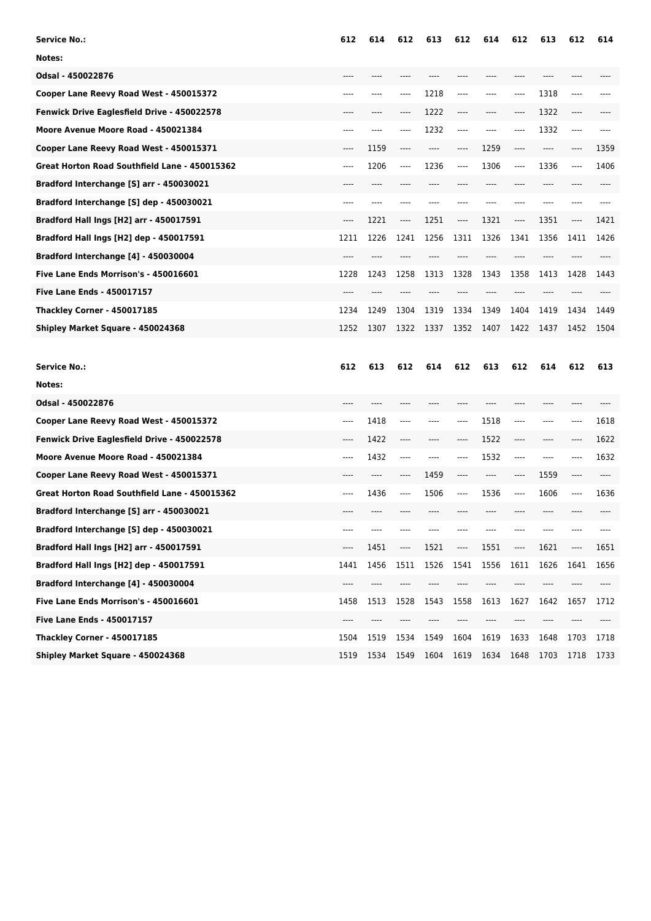| Service No.: | 612 | 614 | 612 | 613 | 612 | 614 | 612 | 613 | 612 | 614 |
|---|---|---|---|---|---|---|---|---|---|---|
| Notes: | | | | | | | | | | |
| Odsal - 450022876 | ---- | ---- | ---- | ---- | ---- | ---- | ---- | ---- | ---- | ---- |
| Cooper Lane Reevy Road West - 450015372 | ---- | ---- | ---- | 1218 | ---- | ---- | ---- | 1318 | ---- | ---- |
| Fenwick Drive Eaglesfield Drive - 450022578 | ---- | ---- | ---- | 1222 | ---- | ---- | ---- | 1322 | ---- | ---- |
| Moore Avenue Moore Road - 450021384 | ---- | ---- | ---- | 1232 | ---- | ---- | ---- | 1332 | ---- | ---- |
| Cooper Lane Reevy Road West - 450015371 | ---- | 1159 | ---- | ---- | ---- | 1259 | ---- | ---- | ---- | 1359 |
| Great Horton Road Southfield Lane - 450015362 | ---- | 1206 | ---- | 1236 | ---- | 1306 | ---- | 1336 | ---- | 1406 |
| Bradford Interchange [S] arr - 450030021 | ---- | ---- | ---- | ---- | ---- | ---- | ---- | ---- | ---- | ---- |
| Bradford Interchange [S] dep - 450030021 | ---- | ---- | ---- | ---- | ---- | ---- | ---- | ---- | ---- | ---- |
| Bradford Hall Ings [H2] arr - 450017591 | ---- | 1221 | ---- | 1251 | ---- | 1321 | ---- | 1351 | ---- | 1421 |
| Bradford Hall Ings [H2] dep - 450017591 | 1211 | 1226 | 1241 | 1256 | 1311 | 1326 | 1341 | 1356 | 1411 | 1426 |
| Bradford Interchange [4] - 450030004 | ---- | ---- | ---- | ---- | ---- | ---- | ---- | ---- | ---- | ---- |
| Five Lane Ends Morrison's - 450016601 | 1228 | 1243 | 1258 | 1313 | 1328 | 1343 | 1358 | 1413 | 1428 | 1443 |
| Five Lane Ends - 450017157 | ---- | ---- | ---- | ---- | ---- | ---- | ---- | ---- | ---- | ---- |
| Thackley Corner - 450017185 | 1234 | 1249 | 1304 | 1319 | 1334 | 1349 | 1404 | 1419 | 1434 | 1449 |
| Shipley Market Square - 450024368 | 1252 | 1307 | 1322 | 1337 | 1352 | 1407 | 1422 | 1437 | 1452 | 1504 |

| Service No.: | 612 | 613 | 612 | 614 | 612 | 613 | 612 | 614 | 612 | 613 |
|---|---|---|---|---|---|---|---|---|---|---|
| Notes: | | | | | | | | | | |
| Odsal - 450022876 | ---- | ---- | ---- | ---- | ---- | ---- | ---- | ---- | ---- | ---- |
| Cooper Lane Reevy Road West - 450015372 | ---- | 1418 | ---- | ---- | ---- | 1518 | ---- | ---- | ---- | 1618 |
| Fenwick Drive Eaglesfield Drive - 450022578 | ---- | 1422 | ---- | ---- | ---- | 1522 | ---- | ---- | ---- | 1622 |
| Moore Avenue Moore Road - 450021384 | ---- | 1432 | ---- | ---- | ---- | 1532 | ---- | ---- | ---- | 1632 |
| Cooper Lane Reevy Road West - 450015371 | ---- | ---- | ---- | 1459 | ---- | ---- | ---- | 1559 | ---- | ---- |
| Great Horton Road Southfield Lane - 450015362 | ---- | 1436 | ---- | 1506 | ---- | 1536 | ---- | 1606 | ---- | 1636 |
| Bradford Interchange [S] arr - 450030021 | ---- | ---- | ---- | ---- | ---- | ---- | ---- | ---- | ---- | ---- |
| Bradford Interchange [S] dep - 450030021 | ---- | ---- | ---- | ---- | ---- | ---- | ---- | ---- | ---- | ---- |
| Bradford Hall Ings [H2] arr - 450017591 | ---- | 1451 | ---- | 1521 | ---- | 1551 | ---- | 1621 | ---- | 1651 |
| Bradford Hall Ings [H2] dep - 450017591 | 1441 | 1456 | 1511 | 1526 | 1541 | 1556 | 1611 | 1626 | 1641 | 1656 |
| Bradford Interchange [4] - 450030004 | ---- | ---- | ---- | ---- | ---- | ---- | ---- | ---- | ---- | ---- |
| Five Lane Ends Morrison's - 450016601 | 1458 | 1513 | 1528 | 1543 | 1558 | 1613 | 1627 | 1642 | 1657 | 1712 |
| Five Lane Ends - 450017157 | ---- | ---- | ---- | ---- | ---- | ---- | ---- | ---- | ---- | ---- |
| Thackley Corner - 450017185 | 1504 | 1519 | 1534 | 1549 | 1604 | 1619 | 1633 | 1648 | 1703 | 1718 |
| Shipley Market Square - 450024368 | 1519 | 1534 | 1549 | 1604 | 1619 | 1634 | 1648 | 1703 | 1718 | 1733 |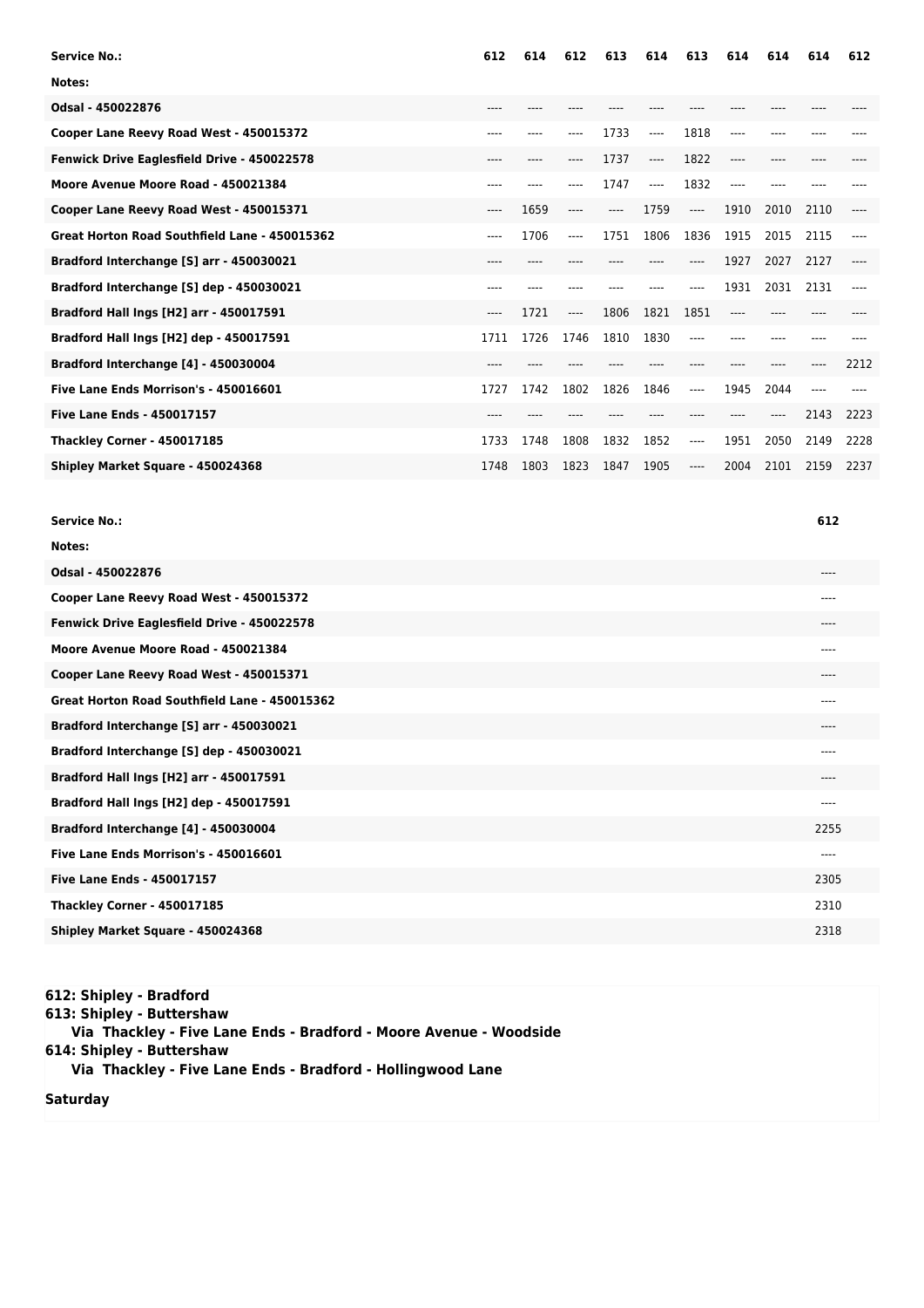| Service No.: | 612 | 614 | 612 | 613 | 614 | 613 | 614 | 614 | 614 | 612 |
|---|---|---|---|---|---|---|---|---|---|---|
| Notes: | | | | | | | | | | |
| Odsal - 450022876 | ---- | ---- | ---- | ---- | ---- | ---- | ---- | ---- | ---- | ---- |
| Cooper Lane Reevy Road West - 450015372 | ---- | ---- | ---- | 1733 | ---- | 1818 | ---- | ---- | ---- | ---- |
| Fenwick Drive Eaglesfield Drive - 450022578 | ---- | ---- | ---- | 1737 | ---- | 1822 | ---- | ---- | ---- | ---- |
| Moore Avenue Moore Road - 450021384 | ---- | ---- | ---- | 1747 | ---- | 1832 | ---- | ---- | ---- | ---- |
| Cooper Lane Reevy Road West - 450015371 | ---- | 1659 | ---- | ---- | 1759 | ---- | 1910 | 2010 | 2110 | ---- |
| Great Horton Road Southfield Lane - 450015362 | ---- | 1706 | ---- | 1751 | 1806 | 1836 | 1915 | 2015 | 2115 | ---- |
| Bradford Interchange [S] arr - 450030021 | ---- | ---- | ---- | ---- | ---- | ---- | 1927 | 2027 | 2127 | ---- |
| Bradford Interchange [S] dep - 450030021 | ---- | ---- | ---- | ---- | ---- | ---- | 1931 | 2031 | 2131 | ---- |
| Bradford Hall Ings [H2] arr - 450017591 | ---- | 1721 | ---- | 1806 | 1821 | 1851 | ---- | ---- | ---- | ---- |
| Bradford Hall Ings [H2] dep - 450017591 | 1711 | 1726 | 1746 | 1810 | 1830 | ---- | ---- | ---- | ---- | ---- |
| Bradford Interchange [4] - 450030004 | ---- | ---- | ---- | ---- | ---- | ---- | ---- | ---- | ---- | 2212 |
| Five Lane Ends Morrison's - 450016601 | 1727 | 1742 | 1802 | 1826 | 1846 | ---- | 1945 | 2044 | ---- | ---- |
| Five Lane Ends - 450017157 | ---- | ---- | ---- | ---- | ---- | ---- | ---- | ---- | 2143 | 2223 |
| Thackley Corner - 450017185 | 1733 | 1748 | 1808 | 1832 | 1852 | ---- | 1951 | 2050 | 2149 | 2228 |
| Shipley Market Square - 450024368 | 1748 | 1803 | 1823 | 1847 | 1905 | ---- | 2004 | 2101 | 2159 | 2237 |

| Service No.: | 612 |
|---|---|
| Notes: | |
| Odsal - 450022876 | ---- |
| Cooper Lane Reevy Road West - 450015372 | ---- |
| Fenwick Drive Eaglesfield Drive - 450022578 | ---- |
| Moore Avenue Moore Road - 450021384 | ---- |
| Cooper Lane Reevy Road West - 450015371 | ---- |
| Great Horton Road Southfield Lane - 450015362 | ---- |
| Bradford Interchange [S] arr - 450030021 | ---- |
| Bradford Interchange [S] dep - 450030021 | ---- |
| Bradford Hall Ings [H2] arr - 450017591 | ---- |
| Bradford Hall Ings [H2] dep - 450017591 | ---- |
| Bradford Interchange [4] - 450030004 | 2255 |
| Five Lane Ends Morrison's - 450016601 | ---- |
| Five Lane Ends - 450017157 | 2305 |
| Thackley Corner - 450017185 | 2310 |
| Shipley Market Square - 450024368 | 2318 |

**612: Shipley - Bradford**
**613: Shipley - Buttershaw**
**Via Thackley - Five Lane Ends - Bradford - Moore Avenue - Woodside**
**614: Shipley - Buttershaw**
**Via Thackley - Five Lane Ends - Bradford - Hollingwood Lane**

**Saturday**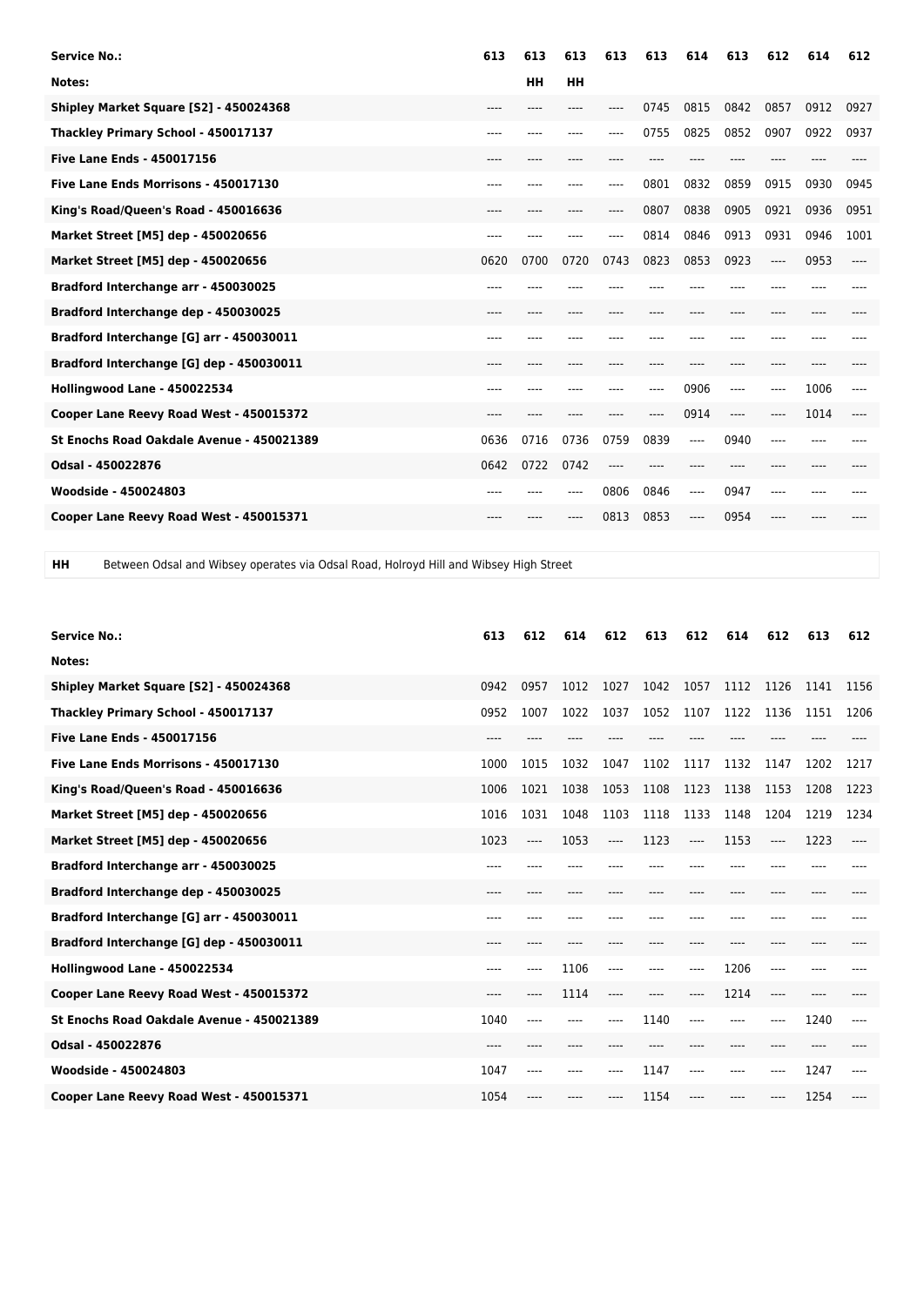| Service No.: | 613 | 613 | 613 | 613 | 613 | 614 | 613 | 612 | 614 | 612 |
|---|---|---|---|---|---|---|---|---|---|---|
| Notes: | | HH | HH | | | | | | | |
| Shipley Market Square [S2] - 450024368 | ---- | ---- | ---- | ---- | 0745 | 0815 | 0842 | 0857 | 0912 | 0927 |
| Thackley Primary School - 450017137 | ---- | ---- | ---- | ---- | 0755 | 0825 | 0852 | 0907 | 0922 | 0937 |
| Five Lane Ends - 450017156 | ---- | ---- | ---- | ---- | ---- | ---- | ---- | ---- | ---- | ---- |
| Five Lane Ends Morrisons - 450017130 | ---- | ---- | ---- | ---- | 0801 | 0832 | 0859 | 0915 | 0930 | 0945 |
| King's Road/Queen's Road - 450016636 | ---- | ---- | ---- | ---- | 0807 | 0838 | 0905 | 0921 | 0936 | 0951 |
| Market Street [M5] dep - 450020656 | ---- | ---- | ---- | ---- | 0814 | 0846 | 0913 | 0931 | 0946 | 1001 |
| Market Street [M5] dep - 450020656 | 0620 | 0700 | 0720 | 0743 | 0823 | 0853 | 0923 | ---- | 0953 | ---- |
| Bradford Interchange arr - 450030025 | ---- | ---- | ---- | ---- | ---- | ---- | ---- | ---- | ---- | ---- |
| Bradford Interchange dep - 450030025 | ---- | ---- | ---- | ---- | ---- | ---- | ---- | ---- | ---- | ---- |
| Bradford Interchange [G] arr - 450030011 | ---- | ---- | ---- | ---- | ---- | ---- | ---- | ---- | ---- | ---- |
| Bradford Interchange [G] dep - 450030011 | ---- | ---- | ---- | ---- | ---- | ---- | ---- | ---- | ---- | ---- |
| Hollingwood Lane - 450022534 | ---- | ---- | ---- | ---- | ---- | 0906 | ---- | ---- | 1006 | ---- |
| Cooper Lane Reevy Road West - 450015372 | ---- | ---- | ---- | ---- | ---- | 0914 | ---- | ---- | 1014 | ---- |
| St Enochs Road Oakdale Avenue - 450021389 | 0636 | 0716 | 0736 | 0759 | 0839 | ---- | 0940 | ---- | ---- | ---- |
| Odsal - 450022876 | 0642 | 0722 | 0742 | ---- | ---- | ---- | ---- | ---- | ---- | ---- |
| Woodside - 450024803 | ---- | ---- | ---- | 0806 | 0846 | ---- | 0947 | ---- | ---- | ---- |
| Cooper Lane Reevy Road West - 450015371 | ---- | ---- | ---- | 0813 | 0853 | ---- | 0954 | ---- | ---- | ---- |

**HH** Between Odsal and Wibsey operates via Odsal Road, Holroyd Hill and Wibsey High Street

| Service No.: | 613 | 612 | 614 | 612 | 613 | 612 | 614 | 612 | 613 | 612 |
|---|---|---|---|---|---|---|---|---|---|---|
| Notes: | | | | | | | | | | |
| Shipley Market Square [S2] - 450024368 | 0942 | 0957 | 1012 | 1027 | 1042 | 1057 | 1112 | 1126 | 1141 | 1156 |
| Thackley Primary School - 450017137 | 0952 | 1007 | 1022 | 1037 | 1052 | 1107 | 1122 | 1136 | 1151 | 1206 |
| Five Lane Ends - 450017156 | ---- | ---- | ---- | ---- | ---- | ---- | ---- | ---- | ---- | ---- |
| Five Lane Ends Morrisons - 450017130 | 1000 | 1015 | 1032 | 1047 | 1102 | 1117 | 1132 | 1147 | 1202 | 1217 |
| King's Road/Queen's Road - 450016636 | 1006 | 1021 | 1038 | 1053 | 1108 | 1123 | 1138 | 1153 | 1208 | 1223 |
| Market Street [M5] dep - 450020656 | 1016 | 1031 | 1048 | 1103 | 1118 | 1133 | 1148 | 1204 | 1219 | 1234 |
| Market Street [M5] dep - 450020656 | 1023 | ---- | 1053 | ---- | 1123 | ---- | 1153 | ---- | 1223 | ---- |
| Bradford Interchange arr - 450030025 | ---- | ---- | ---- | ---- | ---- | ---- | ---- | ---- | ---- | ---- |
| Bradford Interchange dep - 450030025 | ---- | ---- | ---- | ---- | ---- | ---- | ---- | ---- | ---- | ---- |
| Bradford Interchange [G] arr - 450030011 | ---- | ---- | ---- | ---- | ---- | ---- | ---- | ---- | ---- | ---- |
| Bradford Interchange [G] dep - 450030011 | ---- | ---- | ---- | ---- | ---- | ---- | ---- | ---- | ---- | ---- |
| Hollingwood Lane - 450022534 | ---- | ---- | 1106 | ---- | ---- | ---- | 1206 | ---- | ---- | ---- |
| Cooper Lane Reevy Road West - 450015372 | ---- | ---- | 1114 | ---- | ---- | ---- | 1214 | ---- | ---- | ---- |
| St Enochs Road Oakdale Avenue - 450021389 | 1040 | ---- | ---- | ---- | 1140 | ---- | ---- | ---- | 1240 | ---- |
| Odsal - 450022876 | ---- | ---- | ---- | ---- | ---- | ---- | ---- | ---- | ---- | ---- |
| Woodside - 450024803 | 1047 | ---- | ---- | ---- | 1147 | ---- | ---- | ---- | 1247 | ---- |
| Cooper Lane Reevy Road West - 450015371 | 1054 | ---- | ---- | ---- | 1154 | ---- | ---- | ---- | 1254 | ---- |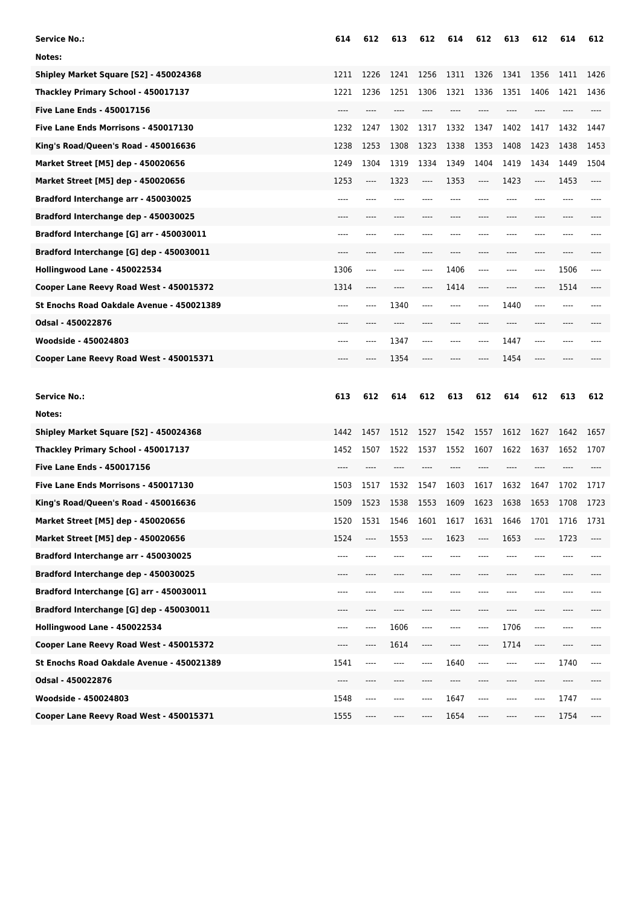| Service No.: | 614 | 612 | 613 | 612 | 614 | 612 | 613 | 612 | 614 | 612 |
|---|---|---|---|---|---|---|---|---|---|---|
| Notes: | | | | | | | | | | |
| Shipley Market Square [S2] - 450024368 | 1211 | 1226 | 1241 | 1256 | 1311 | 1326 | 1341 | 1356 | 1411 | 1426 |
| Thackley Primary School - 450017137 | 1221 | 1236 | 1251 | 1306 | 1321 | 1336 | 1351 | 1406 | 1421 | 1436 |
| Five Lane Ends - 450017156 | ---- | ---- | ---- | ---- | ---- | ---- | ---- | ---- | ---- | ---- |
| Five Lane Ends Morrisons - 450017130 | 1232 | 1247 | 1302 | 1317 | 1332 | 1347 | 1402 | 1417 | 1432 | 1447 |
| King's Road/Queen's Road - 450016636 | 1238 | 1253 | 1308 | 1323 | 1338 | 1353 | 1408 | 1423 | 1438 | 1453 |
| Market Street [M5] dep - 450020656 | 1249 | 1304 | 1319 | 1334 | 1349 | 1404 | 1419 | 1434 | 1449 | 1504 |
| Market Street [M5] dep - 450020656 | 1253 | ---- | 1323 | ---- | 1353 | ---- | 1423 | ---- | 1453 | ---- |
| Bradford Interchange arr - 450030025 | ---- | ---- | ---- | ---- | ---- | ---- | ---- | ---- | ---- | ---- |
| Bradford Interchange dep - 450030025 | ---- | ---- | ---- | ---- | ---- | ---- | ---- | ---- | ---- | ---- |
| Bradford Interchange [G] arr - 450030011 | ---- | ---- | ---- | ---- | ---- | ---- | ---- | ---- | ---- | ---- |
| Bradford Interchange [G] dep - 450030011 | ---- | ---- | ---- | ---- | ---- | ---- | ---- | ---- | ---- | ---- |
| Hollingwood Lane - 450022534 | 1306 | ---- | ---- | ---- | 1406 | ---- | ---- | ---- | 1506 | ---- |
| Cooper Lane Reevy Road West - 450015372 | 1314 | ---- | ---- | ---- | 1414 | ---- | ---- | ---- | 1514 | ---- |
| St Enochs Road Oakdale Avenue - 450021389 | ---- | ---- | 1340 | ---- | ---- | ---- | 1440 | ---- | ---- | ---- |
| Odsal - 450022876 | ---- | ---- | ---- | ---- | ---- | ---- | ---- | ---- | ---- | ---- |
| Woodside - 450024803 | ---- | ---- | 1347 | ---- | ---- | ---- | 1447 | ---- | ---- | ---- |
| Cooper Lane Reevy Road West - 450015371 | ---- | ---- | 1354 | ---- | ---- | ---- | 1454 | ---- | ---- | ---- |

| Service No.: | 613 | 612 | 614 | 612 | 613 | 612 | 614 | 612 | 613 | 612 |
|---|---|---|---|---|---|---|---|---|---|---|
| Notes: | | | | | | | | | | |
| Shipley Market Square [S2] - 450024368 | 1442 | 1457 | 1512 | 1527 | 1542 | 1557 | 1612 | 1627 | 1642 | 1657 |
| Thackley Primary School - 450017137 | 1452 | 1507 | 1522 | 1537 | 1552 | 1607 | 1622 | 1637 | 1652 | 1707 |
| Five Lane Ends - 450017156 | ---- | ---- | ---- | ---- | ---- | ---- | ---- | ---- | ---- | ---- |
| Five Lane Ends Morrisons - 450017130 | 1503 | 1517 | 1532 | 1547 | 1603 | 1617 | 1632 | 1647 | 1702 | 1717 |
| King's Road/Queen's Road - 450016636 | 1509 | 1523 | 1538 | 1553 | 1609 | 1623 | 1638 | 1653 | 1708 | 1723 |
| Market Street [M5] dep - 450020656 | 1520 | 1531 | 1546 | 1601 | 1617 | 1631 | 1646 | 1701 | 1716 | 1731 |
| Market Street [M5] dep - 450020656 | 1524 | ---- | 1553 | ---- | 1623 | ---- | 1653 | ---- | 1723 | ---- |
| Bradford Interchange arr - 450030025 | ---- | ---- | ---- | ---- | ---- | ---- | ---- | ---- | ---- | ---- |
| Bradford Interchange dep - 450030025 | ---- | ---- | ---- | ---- | ---- | ---- | ---- | ---- | ---- | ---- |
| Bradford Interchange [G] arr - 450030011 | ---- | ---- | ---- | ---- | ---- | ---- | ---- | ---- | ---- | ---- |
| Bradford Interchange [G] dep - 450030011 | ---- | ---- | ---- | ---- | ---- | ---- | ---- | ---- | ---- | ---- |
| Hollingwood Lane - 450022534 | ---- | ---- | 1606 | ---- | ---- | ---- | 1706 | ---- | ---- | ---- |
| Cooper Lane Reevy Road West - 450015372 | ---- | ---- | 1614 | ---- | ---- | ---- | 1714 | ---- | ---- | ---- |
| St Enochs Road Oakdale Avenue - 450021389 | 1541 | ---- | ---- | ---- | 1640 | ---- | ---- | ---- | 1740 | ---- |
| Odsal - 450022876 | ---- | ---- | ---- | ---- | ---- | ---- | ---- | ---- | ---- | ---- |
| Woodside - 450024803 | 1548 | ---- | ---- | ---- | 1647 | ---- | ---- | ---- | 1747 | ---- |
| Cooper Lane Reevy Road West - 450015371 | 1555 | ---- | ---- | ---- | 1654 | ---- | ---- | ---- | 1754 | ---- |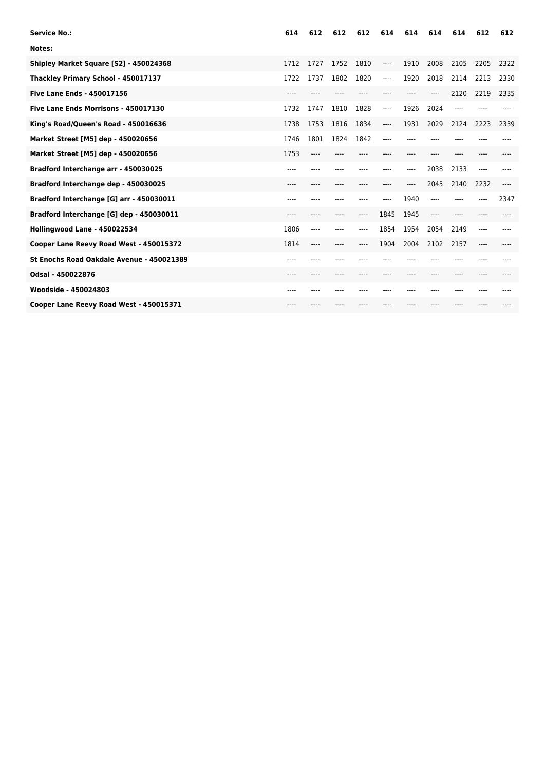| Service No.: | 614 | 612 | 612 | 612 | 614 | 614 | 614 | 614 | 612 | 612 |
|---|---|---|---|---|---|---|---|---|---|---|
| Notes: | | | | | | | | | | |
| Shipley Market Square [S2] - 450024368 | 1712 | 1727 | 1752 | 1810 | ---- | 1910 | 2008 | 2105 | 2205 | 2322 |
| Thackley Primary School - 450017137 | 1722 | 1737 | 1802 | 1820 | ---- | 1920 | 2018 | 2114 | 2213 | 2330 |
| Five Lane Ends - 450017156 | ---- | ---- | ---- | ---- | ---- | ---- | ---- | 2120 | 2219 | 2335 |
| Five Lane Ends Morrisons - 450017130 | 1732 | 1747 | 1810 | 1828 | ---- | 1926 | 2024 | ---- | ---- | ---- |
| King's Road/Queen's Road - 450016636 | 1738 | 1753 | 1816 | 1834 | ---- | 1931 | 2029 | 2124 | 2223 | 2339 |
| Market Street [M5] dep - 450020656 | 1746 | 1801 | 1824 | 1842 | ---- | ---- | ---- | ---- | ---- | ---- |
| Market Street [M5] dep - 450020656 | 1753 | ---- | ---- | ---- | ---- | ---- | ---- | ---- | ---- | ---- |
| Bradford Interchange arr - 450030025 | ---- | ---- | ---- | ---- | ---- | ---- | 2038 | 2133 | ---- | ---- |
| Bradford Interchange dep - 450030025 | ---- | ---- | ---- | ---- | ---- | ---- | 2045 | 2140 | 2232 | ---- |
| Bradford Interchange [G] arr - 450030011 | ---- | ---- | ---- | ---- | ---- | 1940 | ---- | ---- | ---- | 2347 |
| Bradford Interchange [G] dep - 450030011 | ---- | ---- | ---- | ---- | 1845 | 1945 | ---- | ---- | ---- | ---- |
| Hollingwood Lane - 450022534 | 1806 | ---- | ---- | ---- | 1854 | 1954 | 2054 | 2149 | ---- | ---- |
| Cooper Lane Reevy Road West - 450015372 | 1814 | ---- | ---- | ---- | 1904 | 2004 | 2102 | 2157 | ---- | ---- |
| St Enochs Road Oakdale Avenue - 450021389 | ---- | ---- | ---- | ---- | ---- | ---- | ---- | ---- | ---- | ---- |
| Odsal - 450022876 | ---- | ---- | ---- | ---- | ---- | ---- | ---- | ---- | ---- | ---- |
| Woodside - 450024803 | ---- | ---- | ---- | ---- | ---- | ---- | ---- | ---- | ---- | ---- |
| Cooper Lane Reevy Road West - 450015371 | ---- | ---- | ---- | ---- | ---- | ---- | ---- | ---- | ---- | ---- |